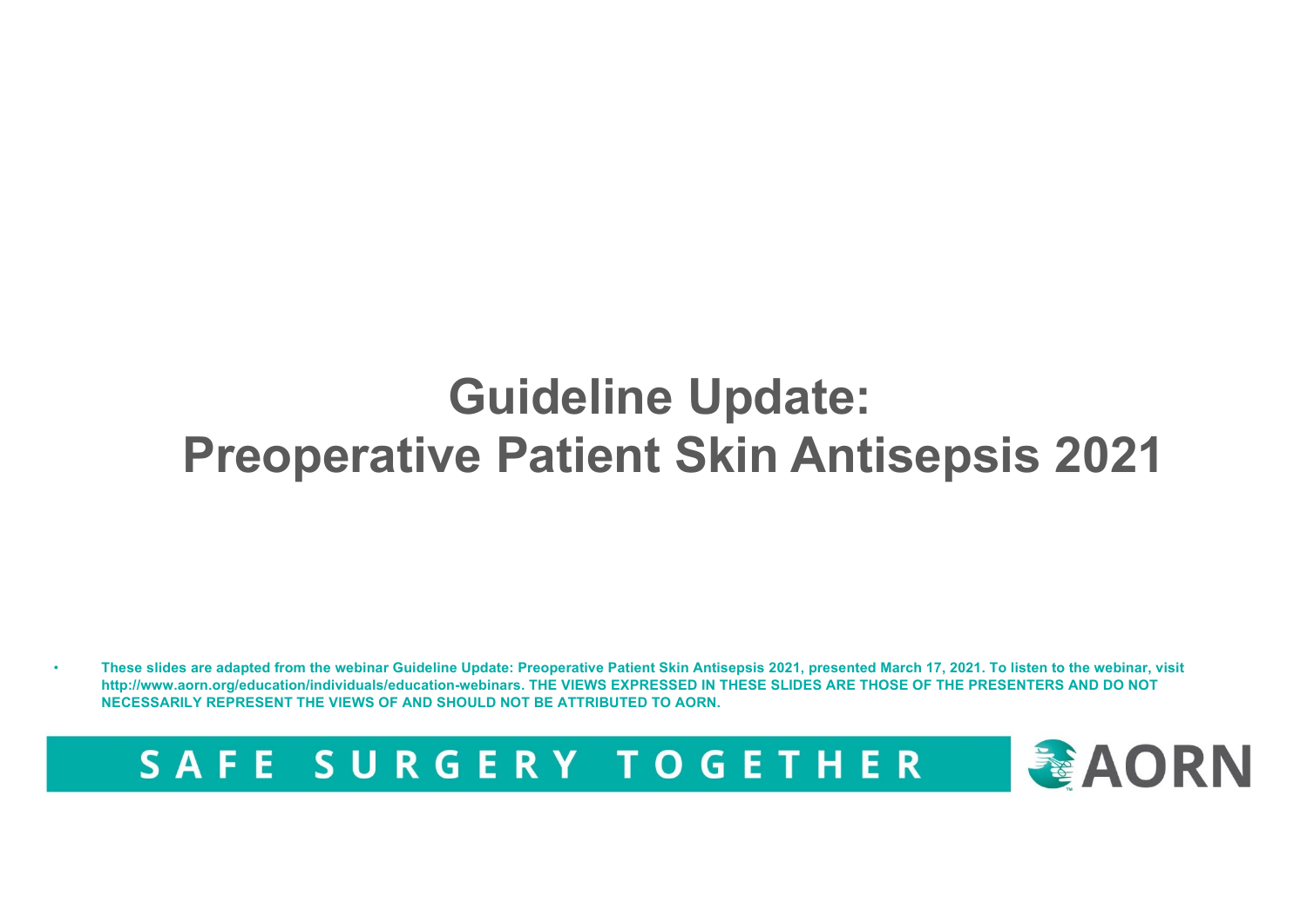# Guideline Update: Preoperative Patient Skin Antisepsis 2021

- **These slides are adapted from the webinar Guideline Update: Preoperative Patient Skin Antisepsis 2021, presented March 17, 2021. To listen to the webinar, visit http://www.aorn.org/education/individuals/education-webinars. THE VIEWS EXPRESSED IN THESE SLIDES ARE THOSE OF THE PRESENTERS AND DO NOT NECESSARILY REPRESENT THE VIEWS OF AND SHOULD NOT BE ATTRIBUTED TO AORN.**

SAFE SURGERY TOGETHER

AORN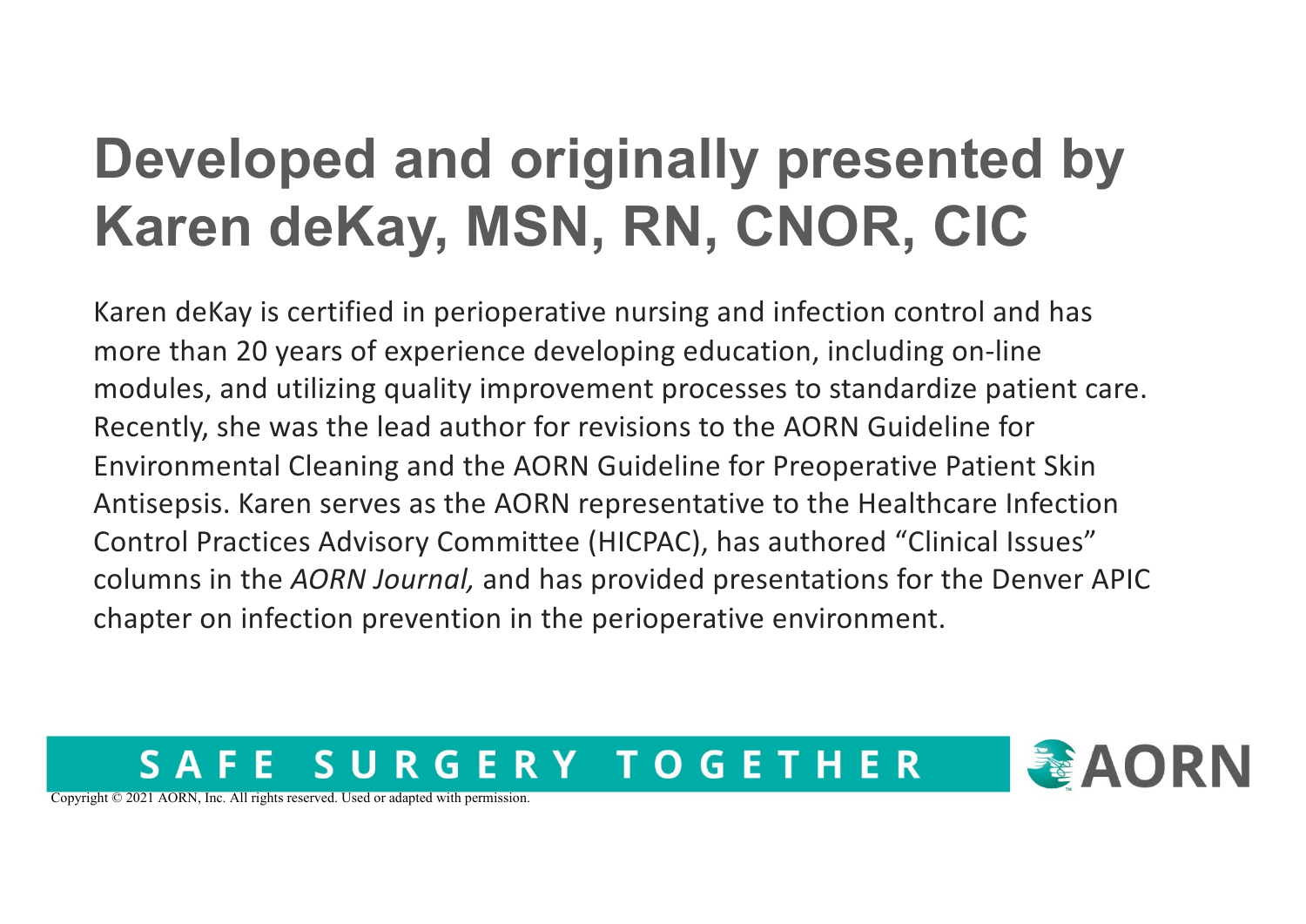# Developed and originally presented by Karen deKay, MSN, RN, CNOR, CIC

Karen deKay is certified in perioperative nursing and infection control and has more than 20 years of experience developing education, including on-line modules, and utilizing quality improvement processes to standardize patient care. Recently, she was the lead author for revisions to the AORN Guideline for Environmental Cleaning and the AORN Guideline for Preoperative Patient Skin Antisepsis. Karen serves as the AORN representative to the Healthcare Infection Control Practices Advisory Committee (HICPAC), has authored "Clinical Issues" columns in the *AORN Journal,* and has provided presentations for the Denver APIC chapter on infection prevention in the perioperative environment.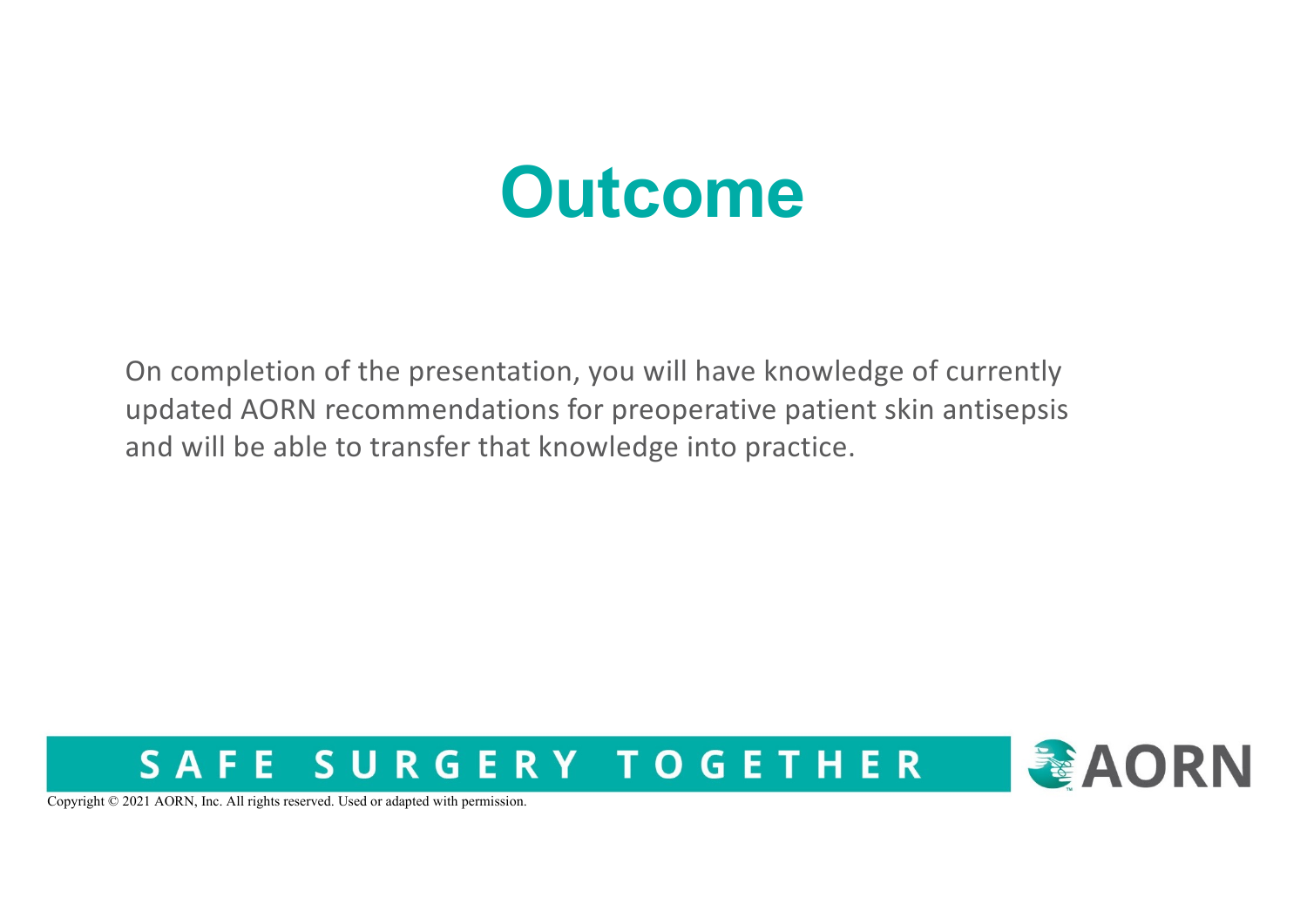# Outcome

On completion of the presentation, you will have knowledge of currently updated AORN recommendations for preoperative patient skin antisepsis and will be able to transfer that knowledge into practice.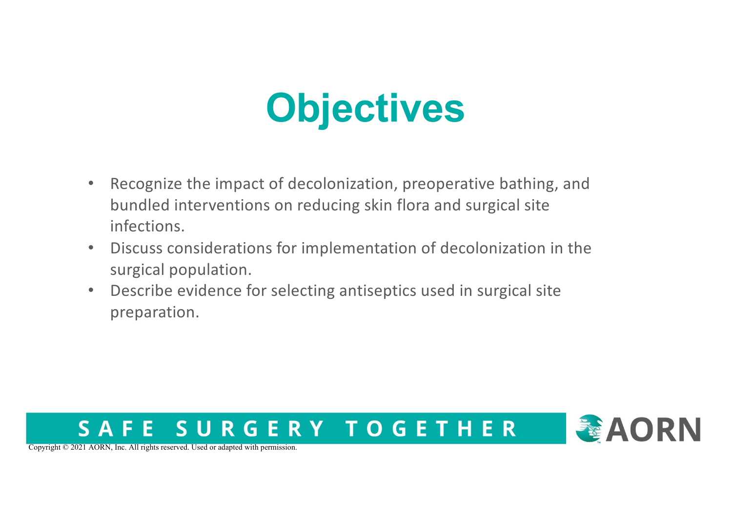# Objectives

- Recognize the impact of decolonization, preoperative bathing, and bundled interventions on reducing skin flora and surgical site infections.
- Discuss considerations for implementation of decolonization in the surgical population.
- Describe evidence for selecting antiseptics used in surgical site preparation.

SAFE SURGERY TOGETHER

Copyright © 2021 AORN, Inc. All rights reserved. Used or adapted with permission.